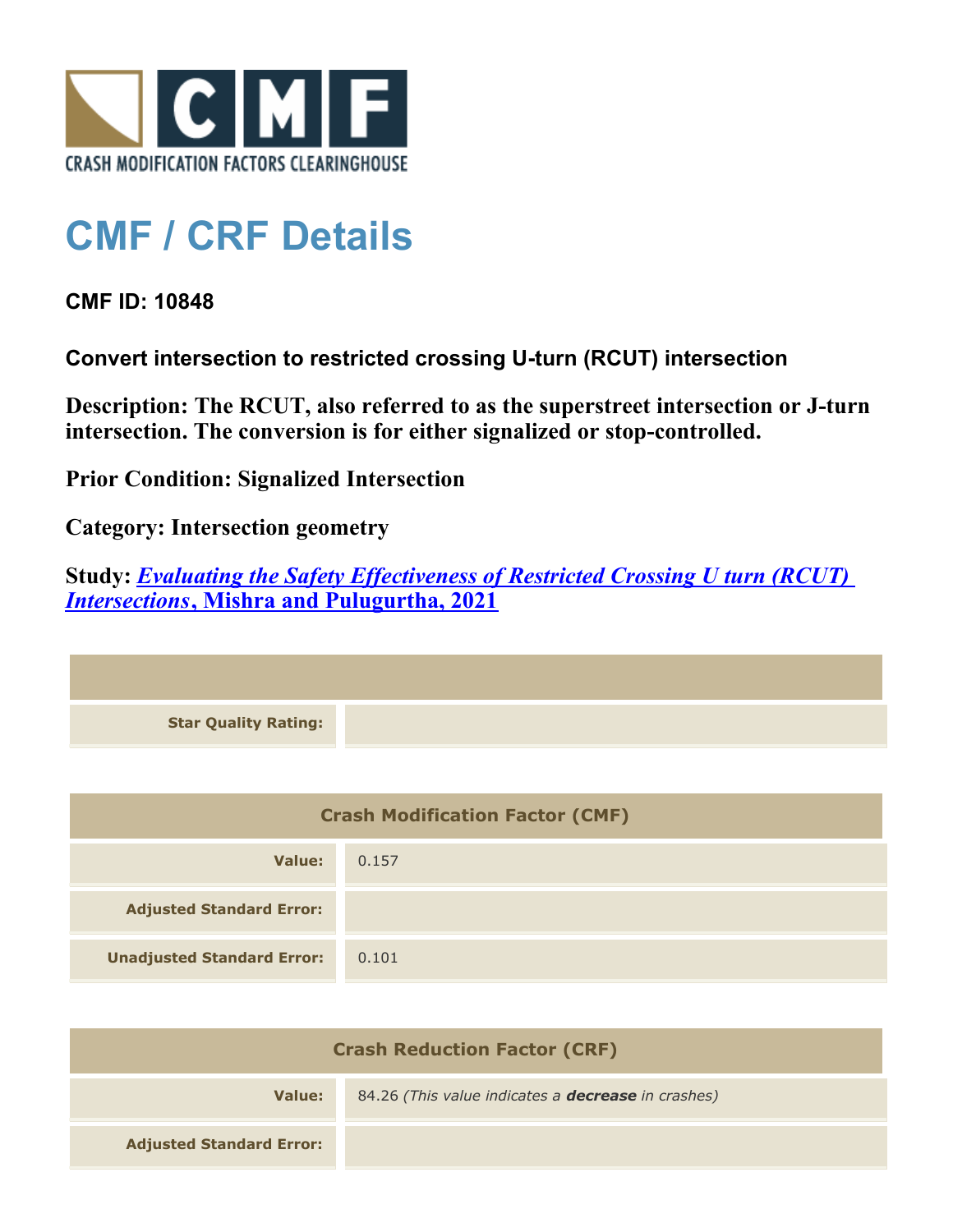CRASH MODIFICATION FACTORS CLEARINGHOUSE

# CMF / CRF Details

**CMF ID: 10848**

**Convert intersection to restricted crossing U-turn (RCUT) intersection**

**Description: The RCUT, also referred to as the superstreet intersection or J-turn intersection. The conversion is for either signalized or stop-controlled.**

**Prior Condition: Signalized Intersection**

**Category: Intersection geometry**

**Study: *Evaluating the Safety Effectiveness of Restricted Crossing U turn (RCUT) Intersections*, Mishra and Pulugurtha, 2021**

| | |
|---|---|
| **Star Quality Rating:** | |

| Crash Modification Factor (CMF) | |
|---|---|
| **Value:** | 0.157 |
| **Adjusted Standard Error:** | |
| **Unadjusted Standard Error:** | 0.101 |

| Crash Reduction Factor (CRF) | |
|---|---|
| **Value:** | 84.26 *(This value indicates a **decrease** in crashes)* |
| **Adjusted Standard Error:** | |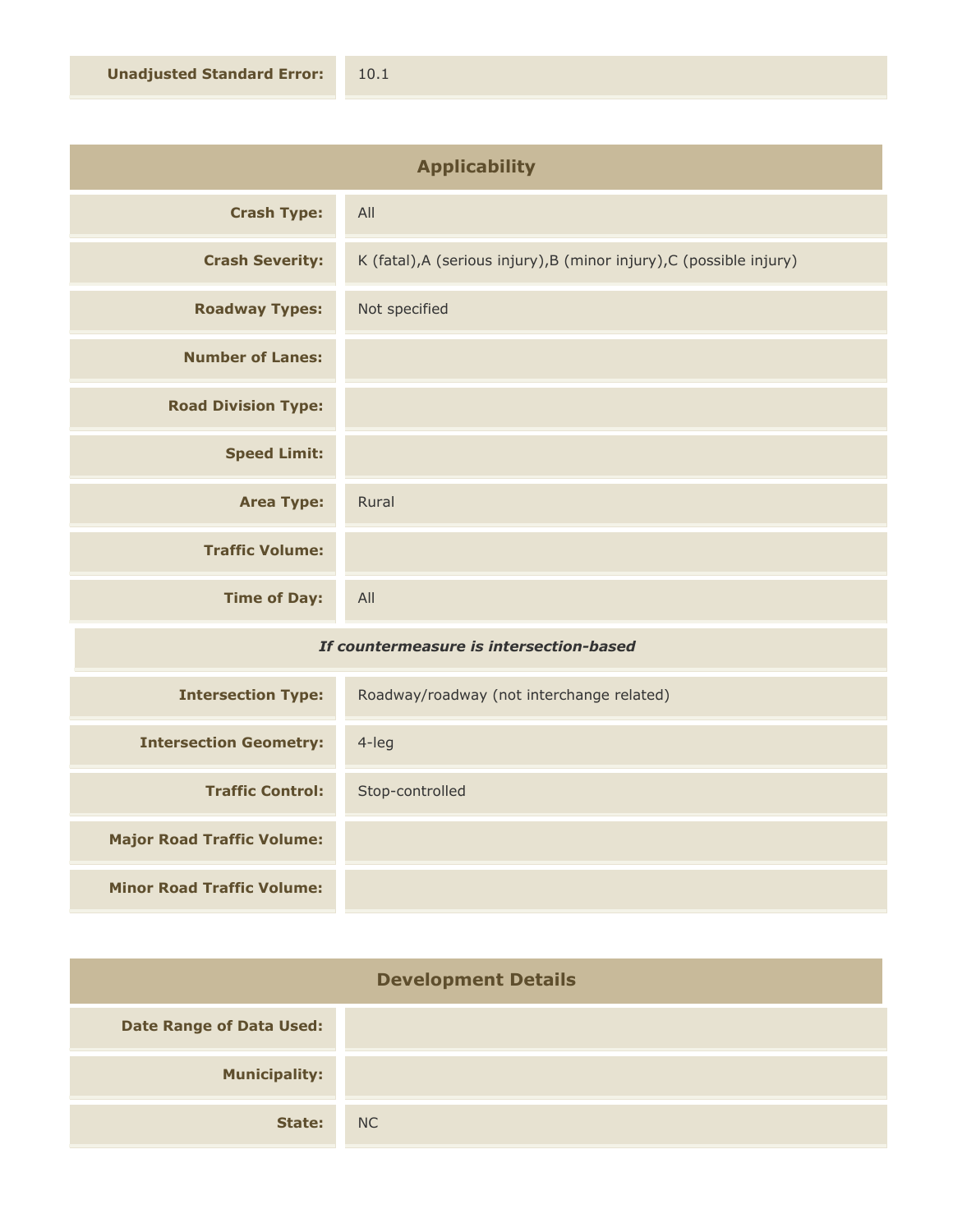| Unadjusted Standard Error: | 10.1 |
| --- | --- |

## Applicability

| | |
| --- | --- |
| **Crash Type:** | All |
| **Crash Severity:** | K (fatal),A (serious injury),B (minor injury),C (possible injury) |
| **Roadway Types:** | Not specified |
| **Number of Lanes:** | |
| **Road Division Type:** | |
| **Speed Limit:** | |
| **Area Type:** | Rural |
| **Traffic Volume:** | |
| **Time of Day:** | All |

*If countermeasure is intersection-based*

| | |
| --- | --- |
| **Intersection Type:** | Roadway/roadway (not interchange related) |
| **Intersection Geometry:** | 4-leg |
| **Traffic Control:** | Stop-controlled |
| **Major Road Traffic Volume:** | |
| **Minor Road Traffic Volume:** | |

## Development Details

| | |
| --- | --- |
| **Date Range of Data Used:** | |
| **Municipality:** | |
| **State:** | NC |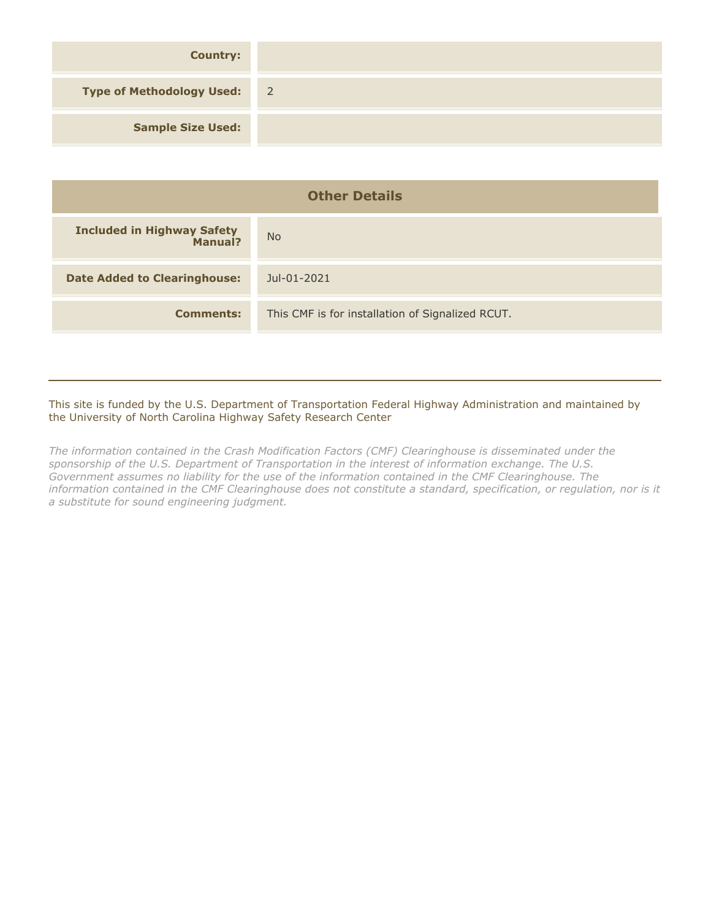| | |
|---|---|
| **Country:** | |
| **Type of Methodology Used:** | 2 |
| **Sample Size Used:** | |

## Other Details

| | |
|---|---|
| **Included in Highway Safety Manual?** | No |
| **Date Added to Clearinghouse:** | Jul-01-2021 |
| **Comments:** | This CMF is for installation of Signalized RCUT. |

---

This site is funded by the U.S. Department of Transportation Federal Highway Administration and maintained by the University of North Carolina Highway Safety Research Center

*The information contained in the Crash Modification Factors (CMF) Clearinghouse is disseminated under the sponsorship of the U.S. Department of Transportation in the interest of information exchange. The U.S. Government assumes no liability for the use of the information contained in the CMF Clearinghouse. The information contained in the CMF Clearinghouse does not constitute a standard, specification, or regulation, nor is it a substitute for sound engineering judgment.*